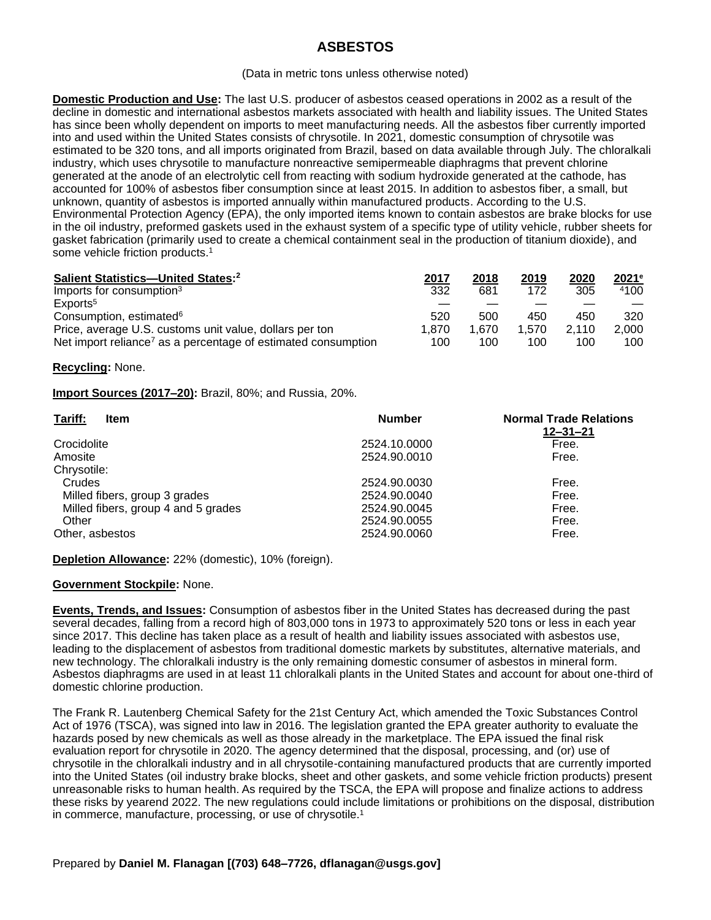# ASBESTOS

(Data in metric tons unless otherwise noted)

**Domestic Production and Use:** The last U.S. producer of asbestos ceased operations in 2002 as a result of the decline in domestic and international asbestos markets associated with health and liability issues. The United States has since been wholly dependent on imports to meet manufacturing needs. All the asbestos fiber currently imported into and used within the United States consists of chrysotile. In 2021, domestic consumption of chrysotile was estimated to be 320 tons, and all imports originated from Brazil, based on data available through July. The chloralkali industry, which uses chrysotile to manufacture nonreactive semipermeable diaphragms that prevent chlorine generated at the anode of an electrolytic cell from reacting with sodium hydroxide generated at the cathode, has accounted for 100% of asbestos fiber consumption since at least 2015. In addition to asbestos fiber, a small, but unknown, quantity of asbestos is imported annually within manufactured products. According to the U.S. Environmental Protection Agency (EPA), the only imported items known to contain asbestos are brake blocks for use in the oil industry, preformed gaskets used in the exhaust system of a specific type of utility vehicle, rubber sheets for gasket fabrication (primarily used to create a chemical containment seal in the production of titanium dioxide), and some vehicle friction products.[1]

| Salient Statistics—United States:[2] | 2017 | 2018 | 2019 | 2020 | 2021[e] |
|---|---|---|---|---|---|
| Imports for consumption[3] | 332 | 681 | 172 | 305 | [4]100 |
| Exports[5] | — | — | — | — | — |
| Consumption, estimated[6] | 520 | 500 | 450 | 450 | 320 |
| Price, average U.S. customs unit value, dollars per ton | 1,870 | 1,670 | 1,570 | 2,110 | 2,000 |
| Net import reliance[7] as a percentage of estimated consumption | 100 | 100 | 100 | 100 | 100 |

**Recycling:** None.

**Import Sources (2017–20):** Brazil, 80%; and Russia, 20%.

| Tariff: Item | Number | Normal Trade Relations 12–31–21 |
|---|---|---|
| Crocidolite | 2524.10.0000 | Free. |
| Amosite | 2524.90.0010 | Free. |
| Chrysotile: | | |
| Crudes | 2524.90.0030 | Free. |
| Milled fibers, group 3 grades | 2524.90.0040 | Free. |
| Milled fibers, group 4 and 5 grades | 2524.90.0045 | Free. |
| Other | 2524.90.0055 | Free. |
| Other, asbestos | 2524.90.0060 | Free. |

**Depletion Allowance:** 22% (domestic), 10% (foreign).

**Government Stockpile:** None.

**Events, Trends, and Issues:** Consumption of asbestos fiber in the United States has decreased during the past several decades, falling from a record high of 803,000 tons in 1973 to approximately 520 tons or less in each year since 2017. This decline has taken place as a result of health and liability issues associated with asbestos use, leading to the displacement of asbestos from traditional domestic markets by substitutes, alternative materials, and new technology. The chloralkali industry is the only remaining domestic consumer of asbestos in mineral form. Asbestos diaphragms are used in at least 11 chloralkali plants in the United States and account for about one-third of domestic chlorine production.

The Frank R. Lautenberg Chemical Safety for the 21st Century Act, which amended the Toxic Substances Control Act of 1976 (TSCA), was signed into law in 2016. The legislation granted the EPA greater authority to evaluate the hazards posed by new chemicals as well as those already in the marketplace. The EPA issued the final risk evaluation report for chrysotile in 2020. The agency determined that the disposal, processing, and (or) use of chrysotile in the chloralkali industry and in all chrysotile-containing manufactured products that are currently imported into the United States (oil industry brake blocks, sheet and other gaskets, and some vehicle friction products) present unreasonable risks to human health. As required by the TSCA, the EPA will propose and finalize actions to address these risks by yearend 2022. The new regulations could include limitations or prohibitions on the disposal, distribution in commerce, manufacture, processing, or use of chrysotile.[1]

Prepared by **Daniel M. Flanagan [(703) 648–7726, dflanagan@usgs.gov]**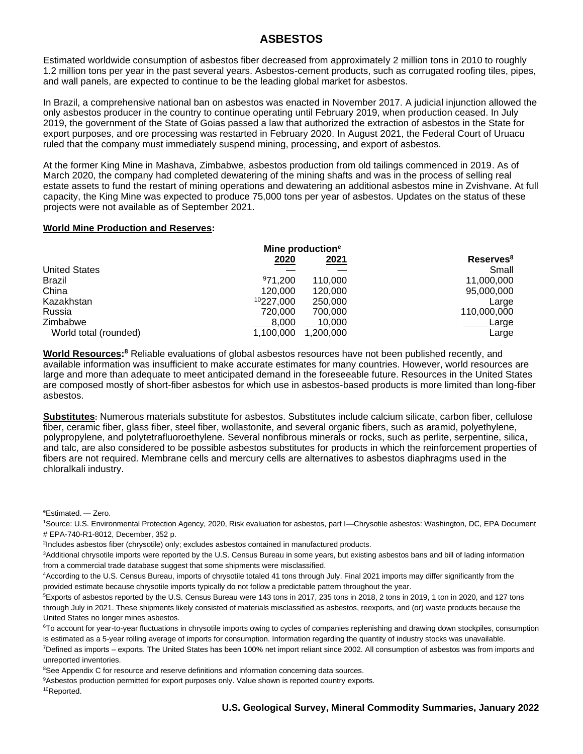# ASBESTOS

Estimated worldwide consumption of asbestos fiber decreased from approximately 2 million tons in 2010 to roughly 1.2 million tons per year in the past several years. Asbestos-cement products, such as corrugated roofing tiles, pipes, and wall panels, are expected to continue to be the leading global market for asbestos.

In Brazil, a comprehensive national ban on asbestos was enacted in November 2017. A judicial injunction allowed the only asbestos producer in the country to continue operating until February 2019, when production ceased. In July 2019, the government of the State of Goias passed a law that authorized the extraction of asbestos in the State for export purposes, and ore processing was restarted in February 2020. In August 2021, the Federal Court of Uruacu ruled that the company must immediately suspend mining, processing, and export of asbestos.

At the former King Mine in Mashava, Zimbabwe, asbestos production from old tailings commenced in 2019. As of March 2020, the company had completed dewatering of the mining shafts and was in the process of selling real estate assets to fund the restart of mining operations and dewatering an additional asbestos mine in Zvishvane. At full capacity, the King Mine was expected to produce 75,000 tons per year of asbestos. Updates on the status of these projects were not available as of September 2021.

**World Mine Production and Reserves:**

| | Mine production[e] | | |
|---|---|---|---|
| | 2020 | 2021 | Reserves[8] |
| United States | — | — | Small |
| Brazil | [9]71,200 | 110,000 | 11,000,000 |
| China | 120,000 | 120,000 | 95,000,000 |
| Kazakhstan | [10]227,000 | 250,000 | Large |
| Russia | 720,000 | 700,000 | 110,000,000 |
| Zimbabwe | 8,000 | 10,000 | Large |
| World total (rounded) | 1,100,000 | 1,200,000 | Large |

**World Resources:**[8] Reliable evaluations of global asbestos resources have not been published recently, and available information was insufficient to make accurate estimates for many countries. However, world resources are large and more than adequate to meet anticipated demand in the foreseeable future. Resources in the United States are composed mostly of short-fiber asbestos for which use in asbestos-based products is more limited than long-fiber asbestos.

**Substitutes:** Numerous materials substitute for asbestos. Substitutes include calcium silicate, carbon fiber, cellulose fiber, ceramic fiber, glass fiber, steel fiber, wollastonite, and several organic fibers, such as aramid, polyethylene, polypropylene, and polytetrafluoroethylene. Several nonfibrous minerals or rocks, such as perlite, serpentine, silica, and talc, are also considered to be possible asbestos substitutes for products in which the reinforcement properties of fibers are not required. Membrane cells and mercury cells are alternatives to asbestos diaphragms used in the chloralkali industry.

[e]Estimated. — Zero.

[1]Source: U.S. Environmental Protection Agency, 2020, Risk evaluation for asbestos, part I—Chrysotile asbestos: Washington, DC, EPA Document # EPA-740-R1-8012, December, 352 p.

[2]Includes asbestos fiber (chrysotile) only; excludes asbestos contained in manufactured products.

[3]Additional chrysotile imports were reported by the U.S. Census Bureau in some years, but existing asbestos bans and bill of lading information from a commercial trade database suggest that some shipments were misclassified.

[4]According to the U.S. Census Bureau, imports of chrysotile totaled 41 tons through July. Final 2021 imports may differ significantly from the provided estimate because chrysotile imports typically do not follow a predictable pattern throughout the year.

[5]Exports of asbestos reported by the U.S. Census Bureau were 143 tons in 2017, 235 tons in 2018, 2 tons in 2019, 1 ton in 2020, and 127 tons through July in 2021. These shipments likely consisted of materials misclassified as asbestos, reexports, and (or) waste products because the United States no longer mines asbestos.

[6]To account for year-to-year fluctuations in chrysotile imports owing to cycles of companies replenishing and drawing down stockpiles, consumption is estimated as a 5-year rolling average of imports for consumption. Information regarding the quantity of industry stocks was unavailable.

[7]Defined as imports – exports. The United States has been 100% net import reliant since 2002. All consumption of asbestos was from imports and unreported inventories.

[8]See Appendix C for resource and reserve definitions and information concerning data sources.

[9]Asbestos production permitted for export purposes only. Value shown is reported country exports.

[10]Reported.